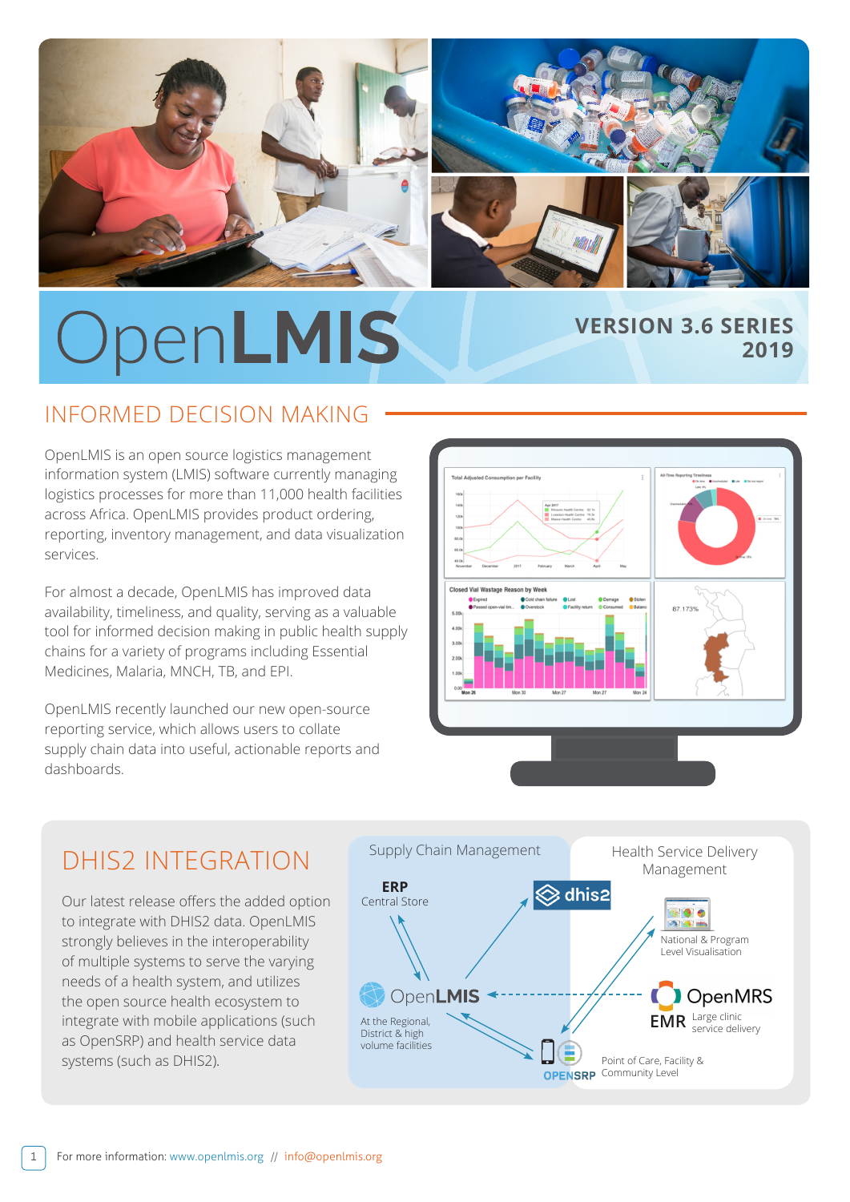# OpenLMIS

**VERSION 3.6 SERIES 2019**

## INFORMED DECISION MAKING

OpenLMIS is an open source logistics management information system (LMIS) software currently managing logistics processes for more than 11,000 health facilities across Africa. OpenLMIS provides product ordering, reporting, inventory management, and data visualization services.

For almost a decade, OpenLMIS has improved data availability, timeliness, and quality, serving as a valuable tool for informed decision making in public health supply chains for a variety of programs including Essential Medicines, Malaria, MNCH, TB, and EPI.

OpenLMIS recently launched our new open-source reporting service, which allows users to collate supply chain data into useful, actionable reports and dashboards.

## DHIS2 INTEGRATION

Our latest release offers the added option to integrate with DHIS2 data. OpenLMIS strongly believes in the interoperability of multiple systems to serve the varying needs of a health system, and utilizes the open source health ecosystem to integrate with mobile applications (such as OpenSRP) and health service data systems (such as DHIS2).

Supply Chain Management

**ERP** Central Store

dhis2

OpenLMIS — At the Regional, District & high volume facilities

Health Service Delivery Management

National & Program Level Visualisation

OpenMRS **EMR** Large clinic service delivery

OPENSRP — Point of Care, Facility & Community Level

For more information: www.openlmis.org // info@openlmis.org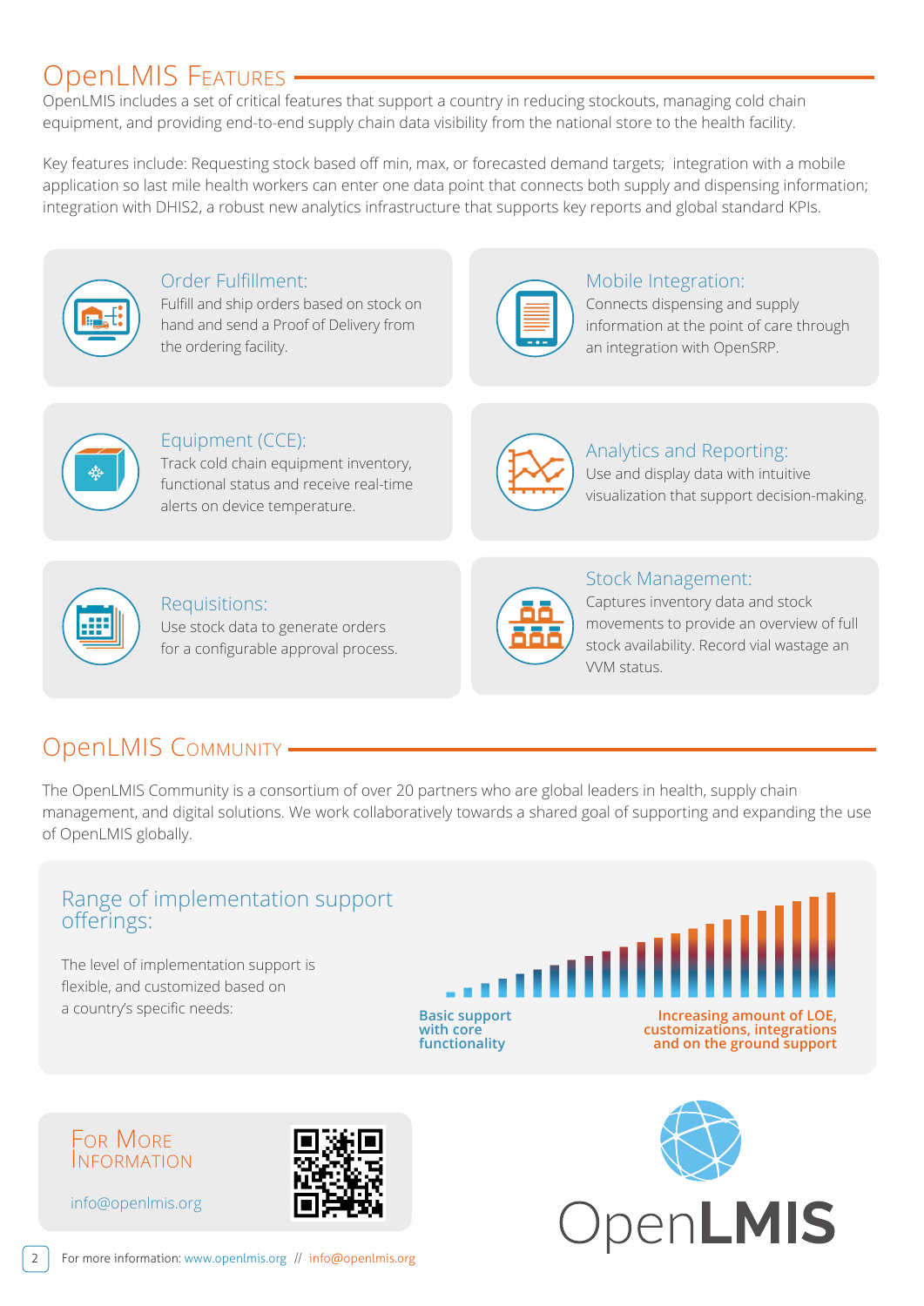## OpenLMIS Features

OpenLMIS includes a set of critical features that support a country in reducing stockouts, managing cold chain equipment, and providing end-to-end supply chain data visibility from the national store to the health facility.

Key features include: Requesting stock based off min, max, or forecasted demand targets; integration with a mobile application so last mile health workers can enter one data point that connects both supply and dispensing information; integration with DHIS2, a robust new analytics infrastructure that supports key reports and global standard KPIs.

### Order Fulfillment:
Fulfill and ship orders based on stock on hand and send a Proof of Delivery from the ordering facility.

### Mobile Integration:
Connects dispensing and supply information at the point of care through an integration with OpenSRP.

### Equipment (CCE):
Track cold chain equipment inventory, functional status and receive real-time alerts on device temperature.

### Analytics and Reporting:
Use and display data with intuitive visualization that support decision-making.

### Requisitions:
Use stock data to generate orders for a configurable approval process.

### Stock Management:
Captures inventory data and stock movements to provide an overview of full stock availability. Record vial wastage an VVM status.

## OpenLMIS Community

The OpenLMIS Community is a consortium of over 20 partners who are global leaders in health, supply chain management, and digital solutions. We work collaboratively towards a shared goal of supporting and expanding the use of OpenLMIS globally.

### Range of implementation support offerings:

The level of implementation support is flexible, and customized based on a country's specific needs:

**Basic support with core functionality**

**Increasing amount of LOE, customizations, integrations and on the ground support**

### For More Information

info@openlmis.org

OpenLMIS

For more information: www.openlmis.org // info@openlmis.org